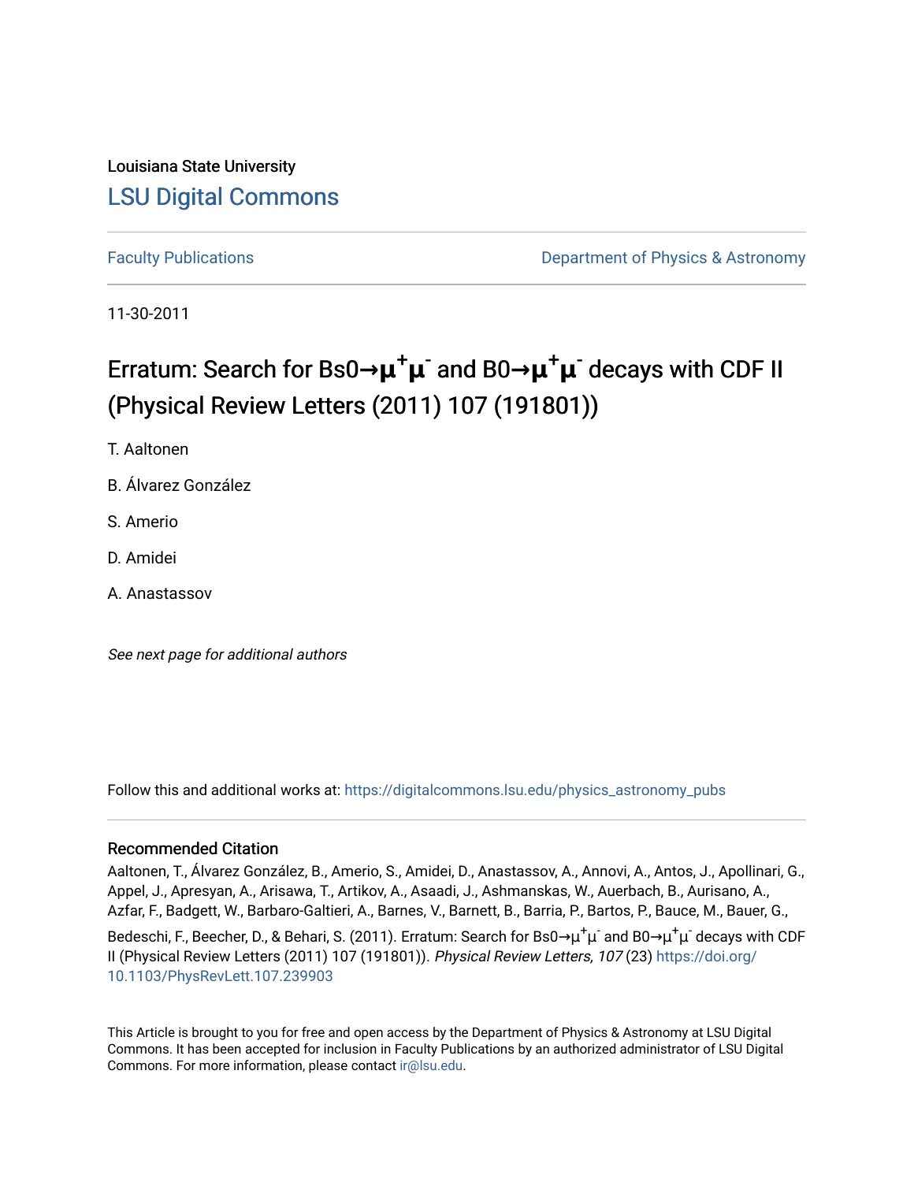Louisiana State University

# LSU Digital Commons

Faculty Publications | Department of Physics & Astronomy

11-30-2011

# Erratum: Search for $B_s^0 \rightarrow \mu^+\mu^-$ and $B^0 \rightarrow \mu^+\mu^-$ decays with CDF II (Physical Review Letters (2011) 107 (191801))

T. Aaltonen

B. Álvarez González

S. Amerio

D. Amidei

A. Anastassov

*See next page for additional authors*

Follow this and additional works at: https://digitalcommons.lsu.edu/physics_astronomy_pubs

## Recommended Citation

Aaltonen, T., Álvarez González, B., Amerio, S., Amidei, D., Anastassov, A., Annovi, A., Antos, J., Apollinari, G., Appel, J., Apresyan, A., Arisawa, T., Artikov, A., Asaadi, J., Ashmanskas, W., Auerbach, B., Aurisano, A., Azfar, F., Badgett, W., Barbaro-Galtieri, A., Barnes, V., Barnett, B., Barria, P., Bartos, P., Bauce, M., Bauer, G., Bedeschi, F., Beecher, D., & Behari, S. (2011). Erratum: Search for $B_s^0 \rightarrow \mu^+\mu^-$ and $B^0 \rightarrow \mu^+\mu^-$ decays with CDF II (Physical Review Letters (2011) 107 (191801)). *Physical Review Letters, 107* (23) https://doi.org/10.1103/PhysRevLett.107.239903

This Article is brought to you for free and open access by the Department of Physics & Astronomy at LSU Digital Commons. It has been accepted for inclusion in Faculty Publications by an authorized administrator of LSU Digital Commons. For more information, please contact ir@lsu.edu.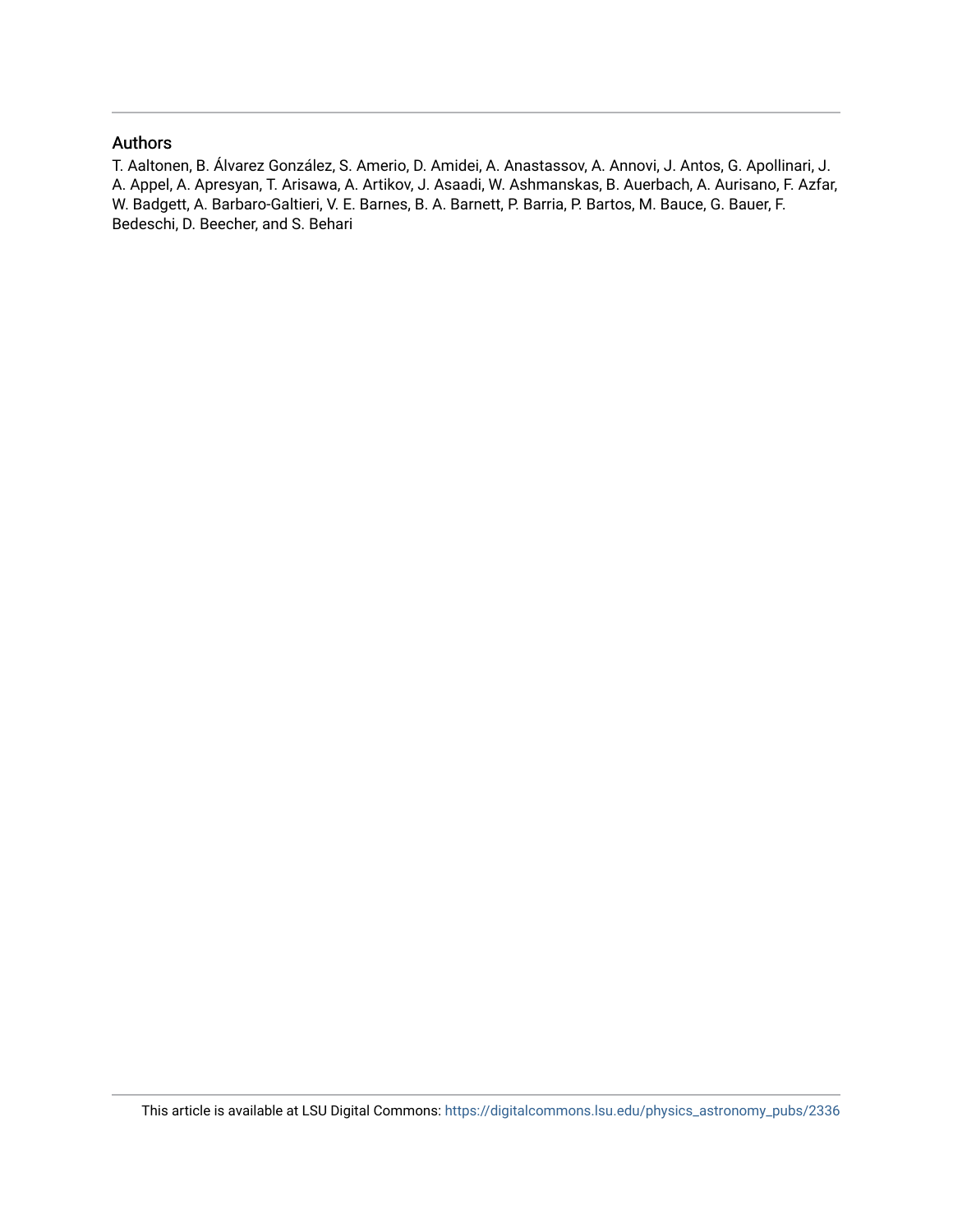## Authors

T. Aaltonen, B. Álvarez González, S. Amerio, D. Amidei, A. Anastassov, A. Annovi, J. Antos, G. Apollinari, J. A. Appel, A. Apresyan, T. Arisawa, A. Artikov, J. Asaadi, W. Ashmanskas, B. Auerbach, A. Aurisano, F. Azfar, W. Badgett, A. Barbaro-Galtieri, V. E. Barnes, B. A. Barnett, P. Barria, P. Bartos, M. Bauce, G. Bauer, F. Bedeschi, D. Beecher, and S. Behari

This article is available at LSU Digital Commons: https://digitalcommons.lsu.edu/physics_astronomy_pubs/2336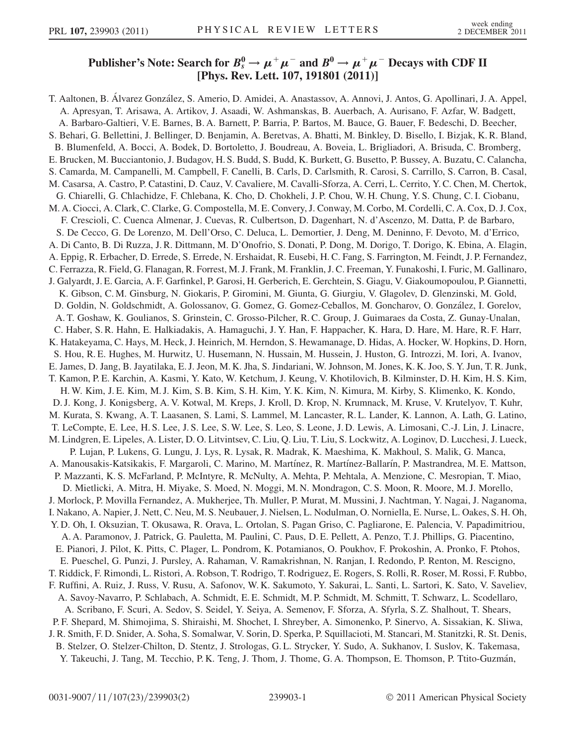# Publisher's Note: Search for $B_s^0 \to \mu^+\mu^-$ and $B^0 \to \mu^+\mu^-$ Decays with CDF II [Phys. Rev. Lett. 107, 191801 (2011)]

T. Aaltonen, B. Álvarez González, S. Amerio, D. Amidei, A. Anastassov, A. Annovi, J. Antos, G. Apollinari, J. A. Appel, A. Apresyan, T. Arisawa, A. Artikov, J. Asaadi, W. Ashmanskas, B. Auerbach, A. Aurisano, F. Azfar, W. Badgett, A. Barbaro-Galtieri, V. E. Barnes, B. A. Barnett, P. Barria, P. Bartos, M. Bauce, G. Bauer, F. Bedeschi, D. Beecher, S. Behari, G. Bellettini, J. Bellinger, D. Benjamin, A. Beretvas, A. Bhatti, M. Binkley, D. Bisello, I. Bizjak, K. R. Bland, B. Blumenfeld, A. Bocci, A. Bodek, D. Bortoletto, J. Boudreau, A. Boveia, L. Brigliadori, A. Brisuda, C. Bromberg, E. Brucken, M. Bucciantonio, J. Budagov, H. S. Budd, S. Budd, K. Burkett, G. Busetto, P. Bussey, A. Buzatu, C. Calancha, S. Camarda, M. Campanelli, M. Campbell, F. Canelli, B. Carls, D. Carlsmith, R. Carosi, S. Carrillo, S. Carron, B. Casal, M. Casarsa, A. Castro, P. Catastini, D. Cauz, V. Cavaliere, M. Cavalli-Sforza, A. Cerri, L. Cerrito, Y. C. Chen, M. Chertok, G. Chiarelli, G. Chlachidze, F. Chlebana, K. Cho, D. Chokheli, J. P. Chou, W. H. Chung, Y. S. Chung, C. I. Ciobanu, M. A. Ciocci, A. Clark, C. Clarke, G. Compostella, M. E. Convery, J. Conway, M. Corbo, M. Cordelli, C. A. Cox, D. J. Cox, F. Crescioli, C. Cuenca Almenar, J. Cuevas, R. Culbertson, D. Dagenhart, N. d'Ascenzo, M. Datta, P. de Barbaro, S. De Cecco, G. De Lorenzo, M. Dell'Orso, C. Deluca, L. Demortier, J. Deng, M. Deninno, F. Devoto, M. d'Errico, A. Di Canto, B. Di Ruzza, J. R. Dittmann, M. D'Onofrio, S. Donati, P. Dong, M. Dorigo, T. Dorigo, K. Ebina, A. Elagin, A. Eppig, R. Erbacher, D. Errede, S. Errede, N. Ershaidat, R. Eusebi, H. C. Fang, S. Farrington, M. Feindt, J. P. Fernandez, C. Ferrazza, R. Field, G. Flanagan, R. Forrest, M. J. Frank, M. Franklin, J. C. Freeman, Y. Funakoshi, I. Furic, M. Gallinaro, J. Galyardt, J. E. Garcia, A. F. Garfinkel, P. Garosi, H. Gerberich, E. Gerchtein, S. Giagu, V. Giakoumopoulou, P. Giannetti, K. Gibson, C. M. Ginsburg, N. Giokaris, P. Giromini, M. Giunta, G. Giurgiu, V. Glagolev, D. Glenzinski, M. Gold, D. Goldin, N. Goldschmidt, A. Golossanov, G. Gomez, G. Gomez-Ceballos, M. Goncharov, O. González, I. Gorelov, A. T. Goshaw, K. Goulianos, S. Grinstein, C. Grosso-Pilcher, R. C. Group, J. Guimaraes da Costa, Z. Gunay-Unalan, C. Haber, S. R. Hahn, E. Halkiadakis, A. Hamaguchi, J. Y. Han, F. Happacher, K. Hara, D. Hare, M. Hare, R. F. Harr, K. Hatakeyama, C. Hays, M. Heck, J. Heinrich, M. Herndon, S. Hewamanage, D. Hidas, A. Hocker, W. Hopkins, D. Horn, S. Hou, R. E. Hughes, M. Hurwitz, U. Husemann, N. Hussain, M. Hussein, J. Huston, G. Introzzi, M. Iori, A. Ivanov, E. James, D. Jang, B. Jayatilaka, E. J. Jeon, M. K. Jha, S. Jindariani, W. Johnson, M. Jones, K. K. Joo, S. Y. Jun, T. R. Junk, T. Kamon, P. E. Karchin, A. Kasmi, Y. Kato, W. Ketchum, J. Keung, V. Khotilovich, B. Kilminster, D. H. Kim, H. S. Kim, H. W. Kim, J. E. Kim, M. J. Kim, S. B. Kim, S. H. Kim, Y. K. Kim, N. Kimura, M. Kirby, S. Klimenko, K. Kondo, D. J. Kong, J. Konigsberg, A. V. Kotwal, M. Kreps, J. Kroll, D. Krop, N. Krumnack, M. Kruse, V. Krutelyov, T. Kuhr, M. Kurata, S. Kwang, A. T. Laasanen, S. Lami, S. Lammel, M. Lancaster, R. L. Lander, K. Lannon, A. Lath, G. Latino, T. LeCompte, E. Lee, H. S. Lee, J. S. Lee, S. W. Lee, S. Leo, S. Leone, J. D. Lewis, A. Limosani, C.-J. Lin, J. Linacre, M. Lindgren, E. Lipeles, A. Lister, D. O. Litvintsev, C. Liu, Q. Liu, T. Liu, S. Lockwitz, A. Loginov, D. Lucchesi, J. Lueck, P. Lujan, P. Lukens, G. Lungu, J. Lys, R. Lysak, R. Madrak, K. Maeshima, K. Makhoul, S. Malik, G. Manca, A. Manousakis-Katsikakis, F. Margaroli, C. Marino, M. Martínez, R. Martínez-Ballarín, P. Mastrandrea, M. E. Mattson, P. Mazzanti, K. S. McFarland, P. McIntyre, R. McNulty, A. Mehta, P. Mehtala, A. Menzione, C. Mesropian, T. Miao, D. Mietlicki, A. Mitra, H. Miyake, S. Moed, N. Moggi, M. N. Mondragon, C. S. Moon, R. Moore, M. J. Morello, J. Morlock, P. Movilla Fernandez, A. Mukherjee, Th. Muller, P. Murat, M. Mussini, J. Nachtman, Y. Nagai, J. Naganoma, I. Nakano, A. Napier, J. Nett, C. Neu, M. S. Neubauer, J. Nielsen, L. Nodulman, O. Norniella, E. Nurse, L. Oakes, S. H. Oh, Y. D. Oh, I. Oksuzian, T. Okusawa, R. Orava, L. Ortolan, S. Pagan Griso, C. Pagliarone, E. Palencia, V. Papadimitriou, A. A. Paramonov, J. Patrick, G. Pauletta, M. Paulini, C. Paus, D. E. Pellett, A. Penzo, T. J. Phillips, G. Piacentino, E. Pianori, J. Pilot, K. Pitts, C. Plager, L. Pondrom, K. Potamianos, O. Poukhov, F. Prokoshin, A. Pronko, F. Ptohos, E. Pueschel, G. Punzi, J. Pursley, A. Rahaman, V. Ramakrishnan, N. Ranjan, I. Redondo, P. Renton, M. Rescigno, T. Riddick, F. Rimondi, L. Ristori, A. Robson, T. Rodrigo, T. Rodriguez, E. Rogers, S. Rolli, R. Roser, M. Rossi, F. Rubbo, F. Ruffini, A. Ruiz, J. Russ, V. Rusu, A. Safonov, W. K. Sakumoto, Y. Sakurai, L. Santi, L. Sartori, K. Sato, V. Saveliev, A. Savoy-Navarro, P. Schlabach, A. Schmidt, E. E. Schmidt, M. P. Schmidt, M. Schmitt, T. Schwarz, L. Scodellaro, A. Scribano, F. Scuri, A. Sedov, S. Seidel, Y. Seiya, A. Semenov, F. Sforza, A. Sfyrla, S. Z. Shalhout, T. Shears, P. F. Shepard, M. Shimojima, S. Shiraishi, M. Shochet, I. Shreyber, A. Simonenko, P. Sinervo, A. Sissakian, K. Sliwa, J. R. Smith, F. D. Snider, A. Soha, S. Somalwar, V. Sorin, D. Sperka, P. Squillacioti, M. Stancari, M. Stanitzki, R. St. Denis, B. Stelzer, O. Stelzer-Chilton, D. Stentz, J. Strologas, G. L. Strycker, Y. Sudo, A. Sukhanov, I. Suslov, K. Takemasa, Y. Takeuchi, J. Tang, M. Tecchio, P. K. Teng, J. Thom, J. Thome, G. A. Thompson, E. Thomson, P. Ttito-Guzmán,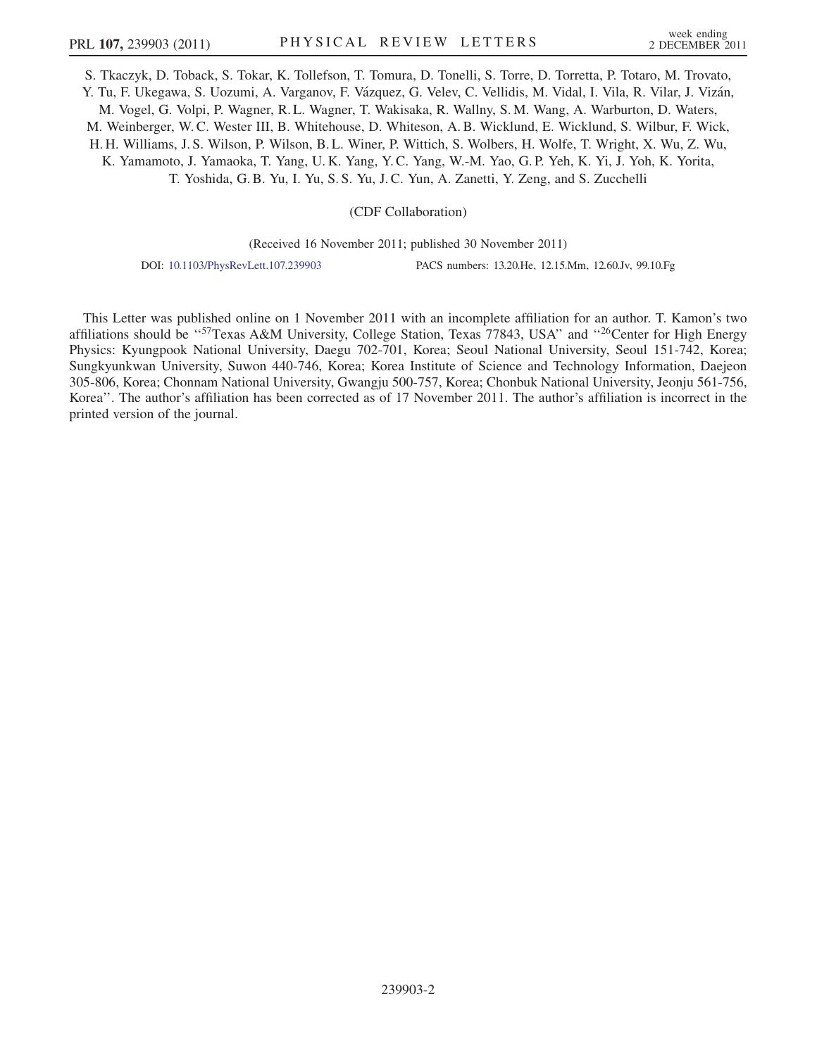S. Tkaczyk, D. Toback, S. Tokar, K. Tollefson, T. Tomura, D. Tonelli, S. Torre, D. Torretta, P. Totaro, M. Trovato, Y. Tu, F. Ukegawa, S. Uozumi, A. Varganov, F. Vázquez, G. Velev, C. Vellidis, M. Vidal, I. Vila, R. Vilar, J. Vizán, M. Vogel, G. Volpi, P. Wagner, R. L. Wagner, T. Wakisaka, R. Wallny, S. M. Wang, A. Warburton, D. Waters, M. Weinberger, W. C. Wester III, B. Whitehouse, D. Whiteson, A. B. Wicklund, E. Wicklund, S. Wilbur, F. Wick, H. H. Williams, J. S. Wilson, P. Wilson, B. L. Winer, P. Wittich, S. Wolbers, H. Wolfe, T. Wright, X. Wu, Z. Wu, K. Yamamoto, J. Yamaoka, T. Yang, U. K. Yang, Y. C. Yang, W.-M. Yao, G. P. Yeh, K. Yi, J. Yoh, K. Yorita, T. Yoshida, G. B. Yu, I. Yu, S. S. Yu, J. C. Yun, A. Zanetti, Y. Zeng, and S. Zucchelli

(CDF Collaboration)

(Received 16 November 2011; published 30 November 2011)

DOI: 10.1103/PhysRevLett.107.239903 PACS numbers: 13.20.He, 12.15.Mm, 12.60.Jv, 99.10.Fg

This Letter was published online on 1 November 2011 with an incomplete affiliation for an author. T. Kamon's two affiliations should be "[57]Texas A&M University, College Station, Texas 77843, USA" and "[26]Center for High Energy Physics: Kyungpook National University, Daegu 702-701, Korea; Seoul National University, Seoul 151-742, Korea; Sungkyunkwan University, Suwon 440-746, Korea; Korea Institute of Science and Technology Information, Daejeon 305-806, Korea; Chonnam National University, Gwangju 500-757, Korea; Chonbuk National University, Jeonju 561-756, Korea". The author's affiliation has been corrected as of 17 November 2011. The author's affiliation is incorrect in the printed version of the journal.